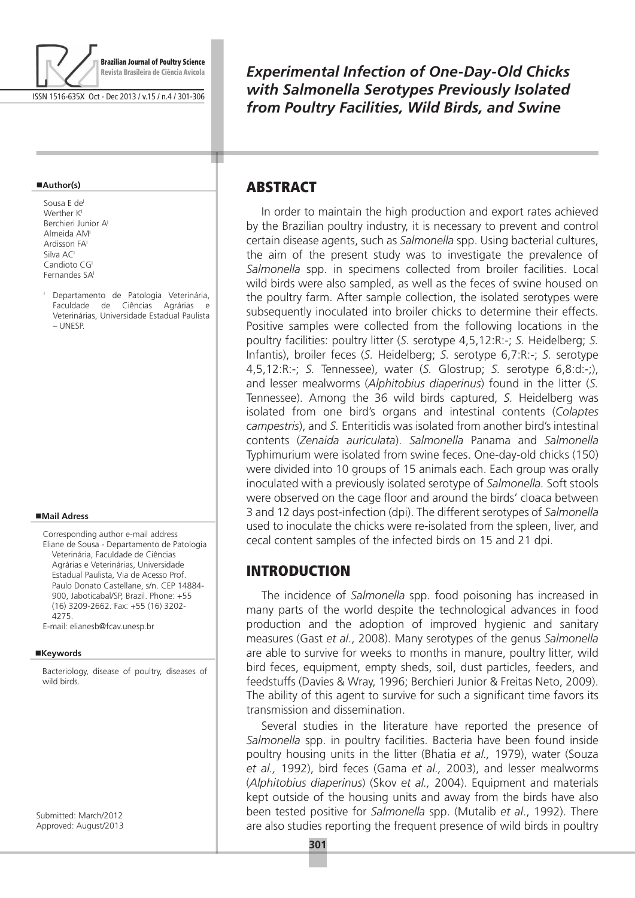# Experimental Infection of One-Day-Old Chicks with Salmonella Serotypes Previously Isolated from Poultry Facilities, Wild Birds, and Swine

**Author(s)**

Sousa E de[I]
Werther K[I]
Berchieri Junior A[I]
Almeida AM[I]
Ardisson FA[I]
Silva AC[I]
Candioto CG[I]
Fernandes SA[I]

[I] Departamento de Patologia Veterinária, Faculdade de Ciências Agrárias e Veterinárias, Universidade Estadual Paulista – UNESP.

**Mail Adress**

Corresponding author e-mail address
Eliane de Sousa - Departamento de Patologia Veterinária, Faculdade de Ciências Agrárias e Veterinárias, Universidade Estadual Paulista, Via de Acesso Prof. Paulo Donato Castellane, s/n. CEP 14884-900, Jaboticabal/SP, Brazil. Phone: +55 (16) 3209-2662. Fax: +55 (16) 3202-4275.
E-mail: elianesb@fcav.unesp.br

**Keywords**

Bacteriology, disease of poultry, diseases of wild birds.

Submitted: March/2012
Approved: August/2013

## ABSTRACT

In order to maintain the high production and export rates achieved by the Brazilian poultry industry, it is necessary to prevent and control certain disease agents, such as *Salmonella* spp. Using bacterial cultures, the aim of the present study was to investigate the prevalence of *Salmonella* spp. in specimens collected from broiler facilities. Local wild birds were also sampled, as well as the feces of swine housed on the poultry farm. After sample collection, the isolated serotypes were subsequently inoculated into broiler chicks to determine their effects. Positive samples were collected from the following locations in the poultry facilities: poultry litter (*S.* serotype 4,5,12:R:-; *S.* Heidelberg; *S.* Infantis), broiler feces (*S.* Heidelberg; *S.* serotype 6,7:R:-; *S.* serotype 4,5,12:R:-; *S.* Tennessee), water (*S.* Glostrup; *S.* serotype 6,8:d:-;), and lesser mealworms (*Alphitobius diaperinus*) found in the litter (*S.* Tennessee). Among the 36 wild birds captured, *S.* Heidelberg was isolated from one bird's organs and intestinal contents (*Colaptes campestris*), and *S.* Enteritidis was isolated from another bird's intestinal contents (*Zenaida auriculata*). *Salmonella* Panama and *Salmonella* Typhimurium were isolated from swine feces. One-day-old chicks (150) were divided into 10 groups of 15 animals each. Each group was orally inoculated with a previously isolated serotype of *Salmonella.* Soft stools were observed on the cage floor and around the birds' cloaca between 3 and 12 days post-infection (dpi). The different serotypes of *Salmonella* used to inoculate the chicks were re-isolated from the spleen, liver, and cecal content samples of the infected birds on 15 and 21 dpi.

## INTRODUCTION

The incidence of *Salmonella* spp. food poisoning has increased in many parts of the world despite the technological advances in food production and the adoption of improved hygienic and sanitary measures (Gast *et al*., 2008). Many serotypes of the genus *Salmonella* are able to survive for weeks to months in manure, poultry litter, wild bird feces, equipment, empty sheds, soil, dust particles, feeders, and feedstuffs (Davies & Wray, 1996; Berchieri Junior & Freitas Neto, 2009). The ability of this agent to survive for such a significant time favors its transmission and dissemination.

Several studies in the literature have reported the presence of *Salmonella* spp. in poultry facilities. Bacteria have been found inside poultry housing units in the litter (Bhatia *et al.,* 1979), water (Souza *et al.,* 1992), bird feces (Gama *et al.,* 2003), and lesser mealworms (*Alphitobius diaperinus*) (Skov *et al.,* 2004). Equipment and materials kept outside of the housing units and away from the birds have also been tested positive for *Salmonella* spp. (Mutalib *et al*., 1992). There are also studies reporting the frequent presence of wild birds in poultry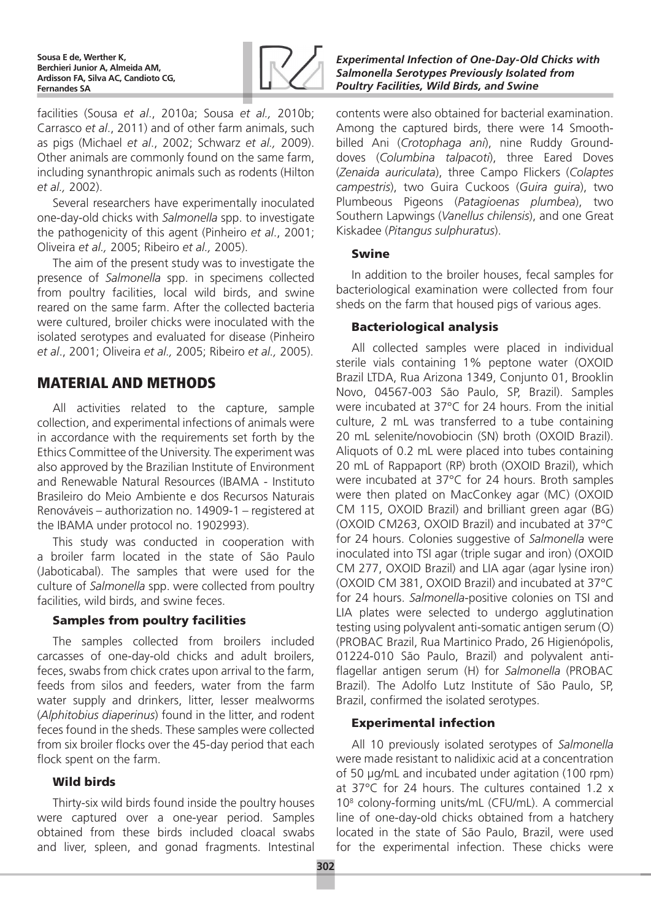facilities (Sousa *et al*., 2010a; Sousa *et al.,* 2010b; Carrasco *et al*., 2011) and of other farm animals, such as pigs (Michael *et al*., 2002; Schwarz *et al.,* 2009). Other animals are commonly found on the same farm, including synanthropic animals such as rodents (Hilton *et al.,* 2002).

Several researchers have experimentally inoculated one-day-old chicks with *Salmonella* spp. to investigate the pathogenicity of this agent (Pinheiro *et al*., 2001; Oliveira *et al.,* 2005; Ribeiro *et al.,* 2005).

The aim of the present study was to investigate the presence of *Salmonella* spp. in specimens collected from poultry facilities, local wild birds, and swine reared on the same farm. After the collected bacteria were cultured, broiler chicks were inoculated with the isolated serotypes and evaluated for disease (Pinheiro *et al*., 2001; Oliveira *et al.,* 2005; Ribeiro *et al.,* 2005).

## MATERIAL AND METHODS

All activities related to the capture, sample collection, and experimental infections of animals were in accordance with the requirements set forth by the Ethics Committee of the University. The experiment was also approved by the Brazilian Institute of Environment and Renewable Natural Resources (IBAMA - Instituto Brasileiro do Meio Ambiente e dos Recursos Naturais Renováveis – authorization no. 14909-1 – registered at the IBAMA under protocol no. 1902993).

This study was conducted in cooperation with a broiler farm located in the state of São Paulo (Jaboticabal). The samples that were used for the culture of *Salmonella* spp. were collected from poultry facilities, wild birds, and swine feces.

### Samples from poultry facilities

The samples collected from broilers included carcasses of one-day-old chicks and adult broilers, feces, swabs from chick crates upon arrival to the farm, feeds from silos and feeders, water from the farm water supply and drinkers, litter, lesser mealworms (*Alphitobius diaperinus*) found in the litter, and rodent feces found in the sheds. These samples were collected from six broiler flocks over the 45-day period that each flock spent on the farm.

### Wild birds

Thirty-six wild birds found inside the poultry houses were captured over a one-year period. Samples obtained from these birds included cloacal swabs and liver, spleen, and gonad fragments. Intestinal contents were also obtained for bacterial examination. Among the captured birds, there were 14 Smooth-billed Ani (*Crotophaga ani*), nine Ruddy Ground-doves (*Columbina talpacoti*), three Eared Doves (*Zenaida auriculata*), three Campo Flickers (*Colaptes campestris*), two Guira Cuckoos (*Guira guira*), two Plumbeous Pigeons (*Patagioenas plumbea*), two Southern Lapwings (*Vanellus chilensis*), and one Great Kiskadee (*Pitangus sulphuratus*).

### Swine

In addition to the broiler houses, fecal samples for bacteriological examination were collected from four sheds on the farm that housed pigs of various ages.

### Bacteriological analysis

All collected samples were placed in individual sterile vials containing 1% peptone water (OXOID Brazil LTDA, Rua Arizona 1349, Conjunto 01, Brooklin Novo, 04567-003 São Paulo, SP, Brazil). Samples were incubated at 37°C for 24 hours. From the initial culture, 2 mL was transferred to a tube containing 20 mL selenite/novobiocin (SN) broth (OXOID Brazil). Aliquots of 0.2 mL were placed into tubes containing 20 mL of Rappaport (RP) broth (OXOID Brazil), which were incubated at 37°C for 24 hours. Broth samples were then plated on MacConkey agar (MC) (OXOID CM 115, OXOID Brazil) and brilliant green agar (BG) (OXOID CM263, OXOID Brazil) and incubated at 37°C for 24 hours. Colonies suggestive of *Salmonella* were inoculated into TSI agar (triple sugar and iron) (OXOID CM 277, OXOID Brazil) and LIA agar (agar lysine iron) (OXOID CM 381, OXOID Brazil) and incubated at 37°C for 24 hours. *Salmonella*-positive colonies on TSI and LIA plates were selected to undergo agglutination testing using polyvalent anti-somatic antigen serum (O) (PROBAC Brazil, Rua Martinico Prado, 26 Higienópolis, 01224-010 São Paulo, Brazil) and polyvalent anti-flagellar antigen serum (H) for *Salmonella* (PROBAC Brazil). The Adolfo Lutz Institute of São Paulo, SP, Brazil, confirmed the isolated serotypes.

### Experimental infection

All 10 previously isolated serotypes of *Salmonella* were made resistant to nalidixic acid at a concentration of 50 µg/mL and incubated under agitation (100 rpm) at 37°C for 24 hours. The cultures contained $1.2 \times 10^8$ colony-forming units/mL (CFU/mL). A commercial line of one-day-old chicks obtained from a hatchery located in the state of São Paulo, Brazil, were used for the experimental infection. These chicks were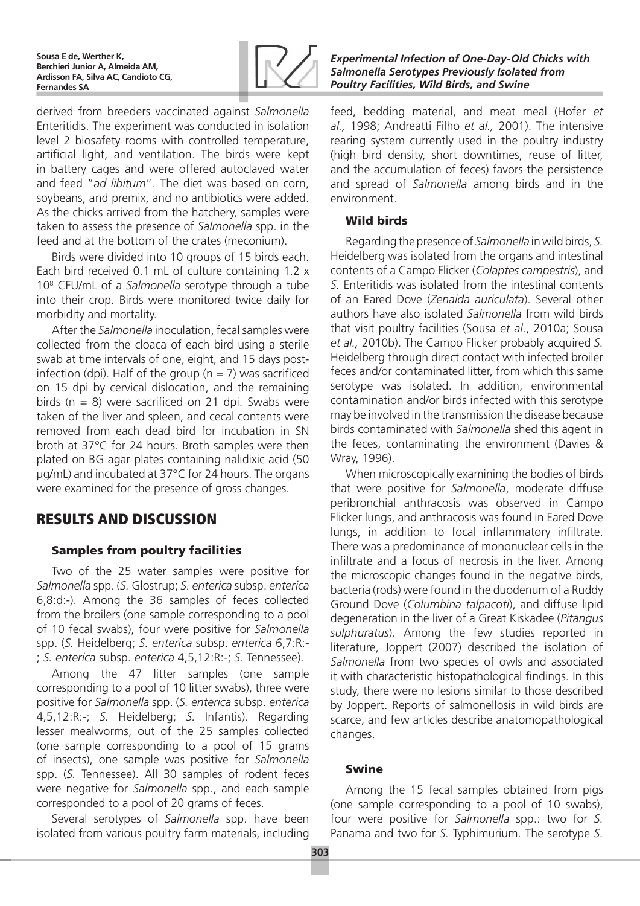derived from breeders vaccinated against *Salmonella* Enteritidis. The experiment was conducted in isolation level 2 biosafety rooms with controlled temperature, artificial light, and ventilation. The birds were kept in battery cages and were offered autoclaved water and feed "*ad libitum*". The diet was based on corn, soybeans, and premix, and no antibiotics were added. As the chicks arrived from the hatchery, samples were taken to assess the presence of *Salmonella* spp. in the feed and at the bottom of the crates (meconium).

Birds were divided into 10 groups of 15 birds each. Each bird received 0.1 mL of culture containing 1.2 x $10^8$ CFU/mL of a *Salmonella* serotype through a tube into their crop. Birds were monitored twice daily for morbidity and mortality.

After the *Salmonella* inoculation, fecal samples were collected from the cloaca of each bird using a sterile swab at time intervals of one, eight, and 15 days post-infection (dpi). Half of the group (n = 7) was sacrificed on 15 dpi by cervical dislocation, and the remaining birds (n = 8) were sacrificed on 21 dpi. Swabs were taken of the liver and spleen, and cecal contents were removed from each dead bird for incubation in SN broth at 37°C for 24 hours. Broth samples were then plated on BG agar plates containing nalidixic acid (50 µg/mL) and incubated at 37°C for 24 hours. The organs were examined for the presence of gross changes.

## RESULTS AND DISCUSSION

### Samples from poultry facilities

Two of the 25 water samples were positive for *Salmonella* spp. (*S.* Glostrup; *S. enterica* subsp. *enterica* 6,8:d:-). Among the 36 samples of feces collected from the broilers (one sample corresponding to a pool of 10 fecal swabs), four were positive for *Salmonella* spp. (*S.* Heidelberg; *S. enterica* subsp. *enterica* 6,7:R:-; *S. enterica* subsp. *enterica* 4,5,12:R:-; *S.* Tennessee).

Among the 47 litter samples (one sample corresponding to a pool of 10 litter swabs), three were positive for *Salmonella* spp. (*S. enterica* subsp. *enterica* 4,5,12:R:-; *S.* Heidelberg; *S.* Infantis). Regarding lesser mealworms, out of the 25 samples collected (one sample corresponding to a pool of 15 grams of insects), one sample was positive for *Salmonella* spp. (*S.* Tennessee). All 30 samples of rodent feces were negative for *Salmonella* spp., and each sample corresponded to a pool of 20 grams of feces.

Several serotypes of *Salmonella* spp. have been isolated from various poultry farm materials, including feed, bedding material, and meat meal (Hofer *et al.,* 1998; Andreatti Filho *et al.,* 2001). The intensive rearing system currently used in the poultry industry (high bird density, short downtimes, reuse of litter, and the accumulation of feces) favors the persistence and spread of *Salmonella* among birds and in the environment.

### Wild birds

Regarding the presence of *Salmonella* in wild birds, *S.* Heidelberg was isolated from the organs and intestinal contents of a Campo Flicker (*Colaptes campestris*), and *S.* Enteritidis was isolated from the intestinal contents of an Eared Dove (*Zenaida auriculata*). Several other authors have also isolated *Salmonella* from wild birds that visit poultry facilities (Sousa *et al*., 2010a; Sousa *et al.,* 2010b). The Campo Flicker probably acquired *S.* Heidelberg through direct contact with infected broiler feces and/or contaminated litter, from which this same serotype was isolated. In addition, environmental contamination and/or birds infected with this serotype may be involved in the transmission the disease because birds contaminated with *Salmonella* shed this agent in the feces, contaminating the environment (Davies & Wray, 1996).

When microscopically examining the bodies of birds that were positive for *Salmonella*, moderate diffuse peribronchial anthracosis was observed in Campo Flicker lungs, and anthracosis was found in Eared Dove lungs, in addition to focal inflammatory infiltrate. There was a predominance of mononuclear cells in the infiltrate and a focus of necrosis in the liver. Among the microscopic changes found in the negative birds, bacteria (rods) were found in the duodenum of a Ruddy Ground Dove (*Columbina talpacoti*), and diffuse lipid degeneration in the liver of a Great Kiskadee (*Pitangus sulphuratus*). Among the few studies reported in literature, Joppert (2007) described the isolation of *Salmonella* from two species of owls and associated it with characteristic histopathological findings. In this study, there were no lesions similar to those described by Joppert. Reports of salmonellosis in wild birds are scarce, and few articles describe anatomopathological changes.

### Swine

Among the 15 fecal samples obtained from pigs (one sample corresponding to a pool of 10 swabs), four were positive for *Salmonella* spp.: two for *S.* Panama and two for *S.* Typhimurium. The serotype *S.*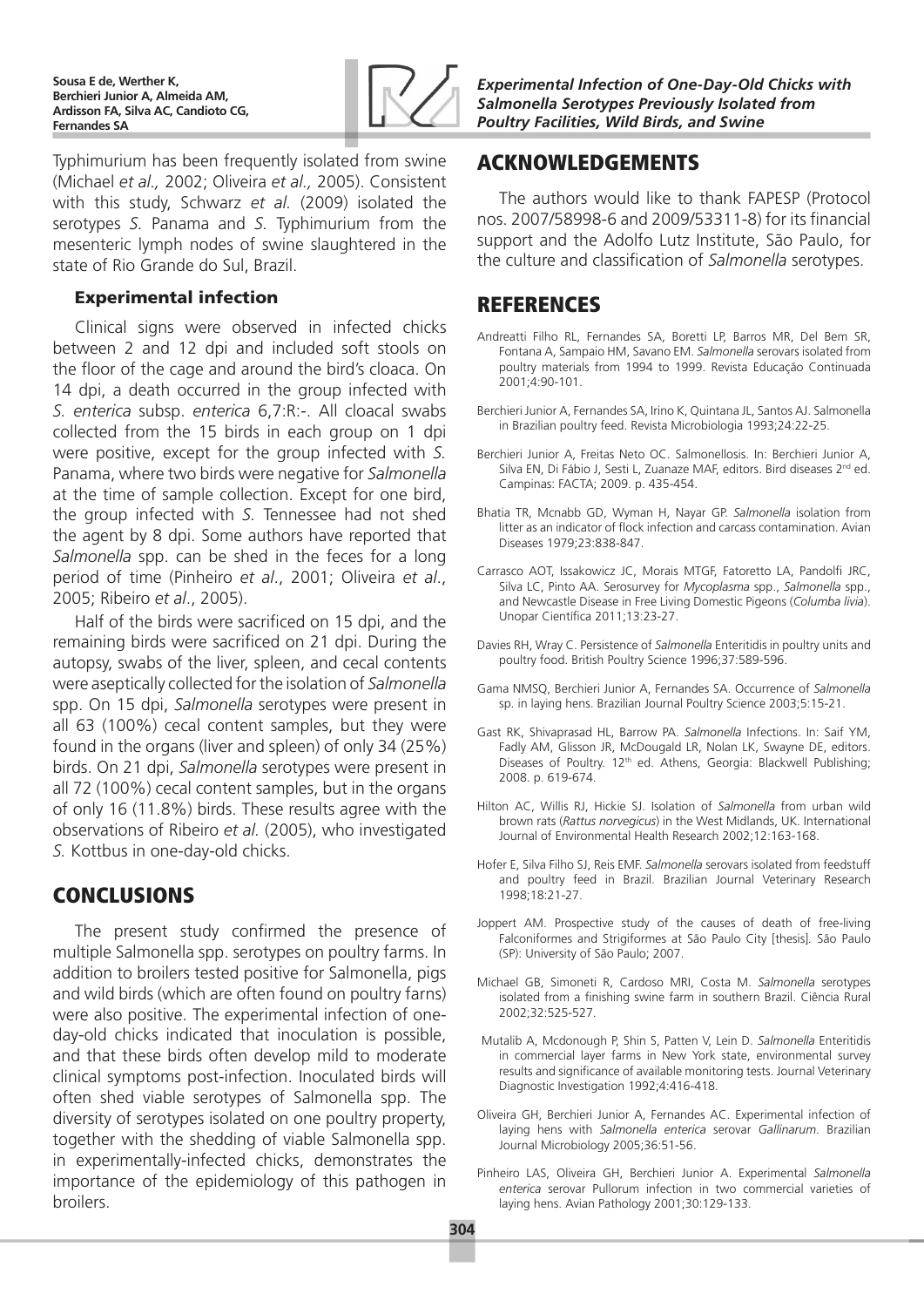Typhimurium has been frequently isolated from swine (Michael *et al.,* 2002; Oliveira *et al.,* 2005). Consistent with this study, Schwarz *et al.* (2009) isolated the serotypes *S.* Panama and *S.* Typhimurium from the mesenteric lymph nodes of swine slaughtered in the state of Rio Grande do Sul, Brazil.

### Experimental infection

Clinical signs were observed in infected chicks between 2 and 12 dpi and included soft stools on the floor of the cage and around the bird's cloaca. On 14 dpi, a death occurred in the group infected with *S. enterica* subsp. *enterica* 6,7:R:-. All cloacal swabs collected from the 15 birds in each group on 1 dpi were positive, except for the group infected with *S.* Panama, where two birds were negative for *Salmonella* at the time of sample collection. Except for one bird, the group infected with *S.* Tennessee had not shed the agent by 8 dpi. Some authors have reported that *Salmonella* spp. can be shed in the feces for a long period of time (Pinheiro *et al*., 2001; Oliveira *et al*., 2005; Ribeiro *et al*., 2005).

Half of the birds were sacrificed on 15 dpi, and the remaining birds were sacrificed on 21 dpi. During the autopsy, swabs of the liver, spleen, and cecal contents were aseptically collected for the isolation of *Salmonella* spp. On 15 dpi, *Salmonella* serotypes were present in all 63 (100%) cecal content samples, but they were found in the organs (liver and spleen) of only 34 (25%) birds. On 21 dpi, *Salmonella* serotypes were present in all 72 (100%) cecal content samples, but in the organs of only 16 (11.8%) birds. These results agree with the observations of Ribeiro *et al.* (2005), who investigated *S.* Kottbus in one-day-old chicks.

## CONCLUSIONS

The present study confirmed the presence of multiple Salmonella spp. serotypes on poultry farms. In addition to broilers tested positive for Salmonella, pigs and wild birds (which are often found on poultry farns) were also positive. The experimental infection of one-day-old chicks indicated that inoculation is possible, and that these birds often develop mild to moderate clinical symptoms post-infection. Inoculated birds will often shed viable serotypes of Salmonella spp. The diversity of serotypes isolated on one poultry property, together with the shedding of viable Salmonella spp. in experimentally-infected chicks, demonstrates the importance of the epidemiology of this pathogen in broilers.

## ACKNOWLEDGEMENTS

The authors would like to thank FAPESP (Protocol nos. 2007/58998-6 and 2009/53311-8) for its financial support and the Adolfo Lutz Institute, São Paulo, for the culture and classification of *Salmonella* serotypes.

## REFERENCES

Andreatti Filho RL, Fernandes SA, Boretti LP, Barros MR, Del Bem SR, Fontana A, Sampaio HM, Savano EM. *Salmonella* serovars isolated from poultry materials from 1994 to 1999. Revista Educação Continuada 2001;4:90-101.

Berchieri Junior A, Fernandes SA, Irino K, Quintana JL, Santos AJ. Salmonella in Brazilian poultry feed. Revista Microbiologia 1993;24:22-25.

Berchieri Junior A, Freitas Neto OC. Salmonellosis. In: Berchieri Junior A, Silva EN, Di Fábio J, Sesti L, Zuanaze MAF, editors. Bird diseases 2nd ed. Campinas: FACTA; 2009. p. 435-454.

Bhatia TR, Mcnabb GD, Wyman H, Nayar GP. *Salmonella* isolation from litter as an indicator of flock infection and carcass contamination. Avian Diseases 1979;23:838-847.

Carrasco AOT, Issakowicz JC, Morais MTGF, Fatoretto LA, Pandolfi JRC, Silva LC, Pinto AA. Serosurvey for *Mycoplasma* spp., *Salmonella* spp., and Newcastle Disease in Free Living Domestic Pigeons (*Columba livia*). Unopar Científica 2011;13:23-27.

Davies RH, Wray C. Persistence of *Salmonella* Enteritidis in poultry units and poultry food. British Poultry Science 1996;37:589-596.

Gama NMSQ, Berchieri Junior A, Fernandes SA. Occurrence of *Salmonella* sp. in laying hens. Brazilian Journal Poultry Science 2003;5:15-21.

Gast RK, Shivaprasad HL, Barrow PA. *Salmonella* Infections. In: Saif YM, Fadly AM, Glisson JR, McDougald LR, Nolan LK, Swayne DE, editors. Diseases of Poultry. 12th ed. Athens, Georgia: Blackwell Publishing; 2008. p. 619-674.

Hilton AC, Willis RJ, Hickie SJ. Isolation of *Salmonella* from urban wild brown rats (*Rattus norvegicus*) in the West Midlands, UK. International Journal of Environmental Health Research 2002;12:163-168.

Hofer E, Silva Filho SJ, Reis EMF. *Salmonella* serovars isolated from feedstuff and poultry feed in Brazil. Brazilian Journal Veterinary Research 1998;18:21-27.

Joppert AM. Prospective study of the causes of death of free-living Falconiformes and Strigiformes at São Paulo City [thesis]. São Paulo (SP): University of São Paulo; 2007.

Michael GB, Simoneti R, Cardoso MRI, Costa M. *Salmonella* serotypes isolated from a finishing swine farm in southern Brazil. Ciência Rural 2002;32:525-527.

Mutalib A, Mcdonough P, Shin S, Patten V, Lein D. *Salmonella* Enteritidis in commercial layer farms in New York state, environmental survey results and significance of available monitoring tests. Journal Veterinary Diagnostic Investigation 1992;4:416-418.

Oliveira GH, Berchieri Junior A, Fernandes AC. Experimental infection of laying hens with *Salmonella enterica* serovar *Gallinarum*. Brazilian Journal Microbiology 2005;36:51-56.

Pinheiro LAS, Oliveira GH, Berchieri Junior A. Experimental *Salmonella enterica* serovar Pullorum infection in two commercial varieties of laying hens. Avian Pathology 2001;30:129-133.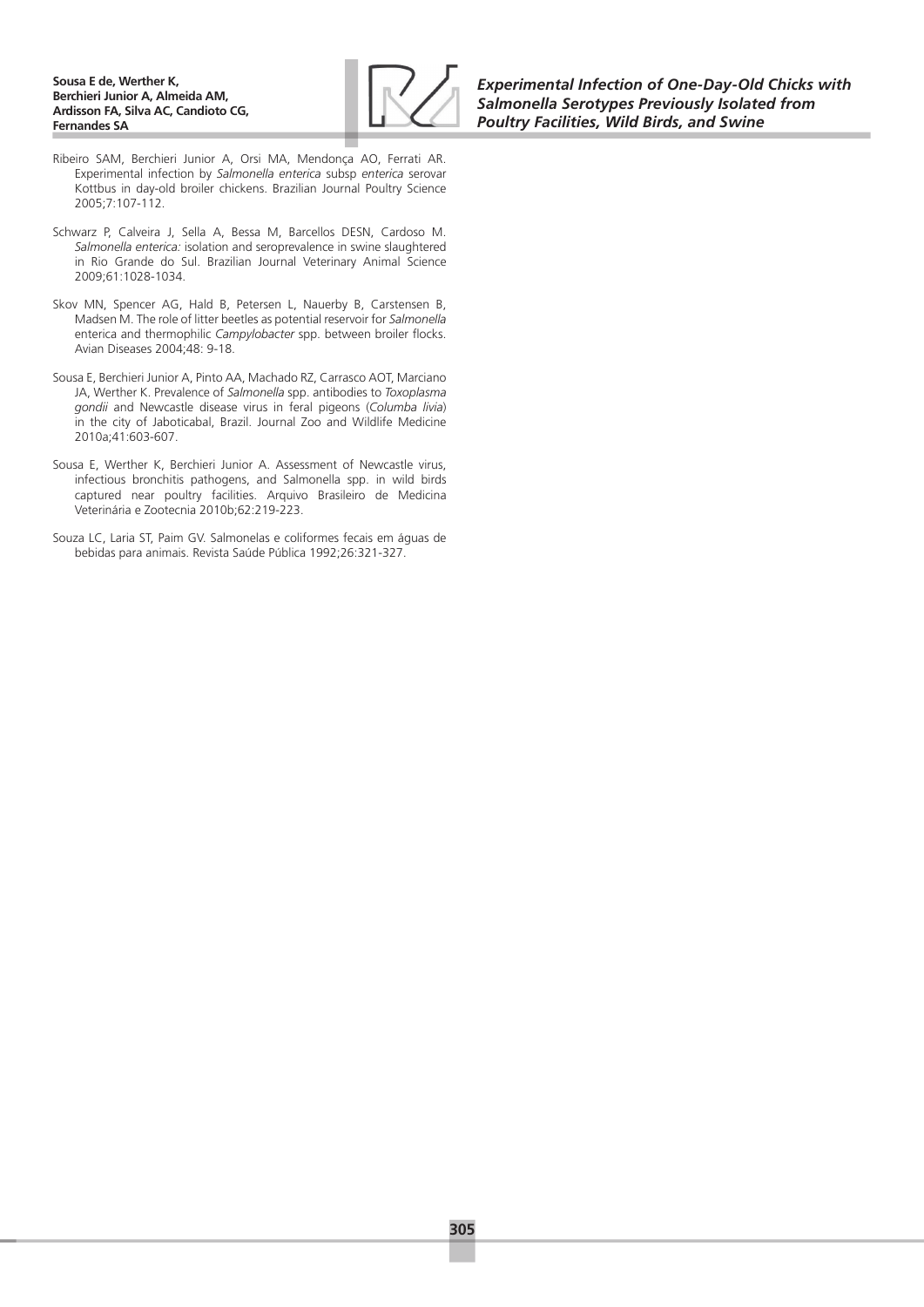Ribeiro SAM, Berchieri Junior A, Orsi MA, Mendonça AO, Ferrati AR. Experimental infection by *Salmonella enterica* subsp *enterica* serovar Kottbus in day-old broiler chickens. Brazilian Journal Poultry Science 2005;7:107-112.

Schwarz P, Calveira J, Sella A, Bessa M, Barcellos DESN, Cardoso M. *Salmonella enterica:* isolation and seroprevalence in swine slaughtered in Rio Grande do Sul. Brazilian Journal Veterinary Animal Science 2009;61:1028-1034.

Skov MN, Spencer AG, Hald B, Petersen L, Nauerby B, Carstensen B, Madsen M. The role of litter beetles as potential reservoir for *Salmonella* enterica and thermophilic *Campylobacter* spp. between broiler flocks. Avian Diseases 2004;48: 9-18.

Sousa E, Berchieri Junior A, Pinto AA, Machado RZ, Carrasco AOT, Marciano JA, Werther K. Prevalence of *Salmonella* spp. antibodies to *Toxoplasma gondii* and Newcastle disease virus in feral pigeons (*Columba livia*) in the city of Jaboticabal, Brazil. Journal Zoo and Wildlife Medicine 2010a;41:603-607.

Sousa E, Werther K, Berchieri Junior A. Assessment of Newcastle virus, infectious bronchitis pathogens, and Salmonella spp. in wild birds captured near poultry facilities. Arquivo Brasileiro de Medicina Veterinária e Zootecnia 2010b;62:219-223.

Souza LC, Laria ST, Paim GV. Salmonelas e coliformes fecais em águas de bebidas para animais. Revista Saúde Pública 1992;26:321-327.